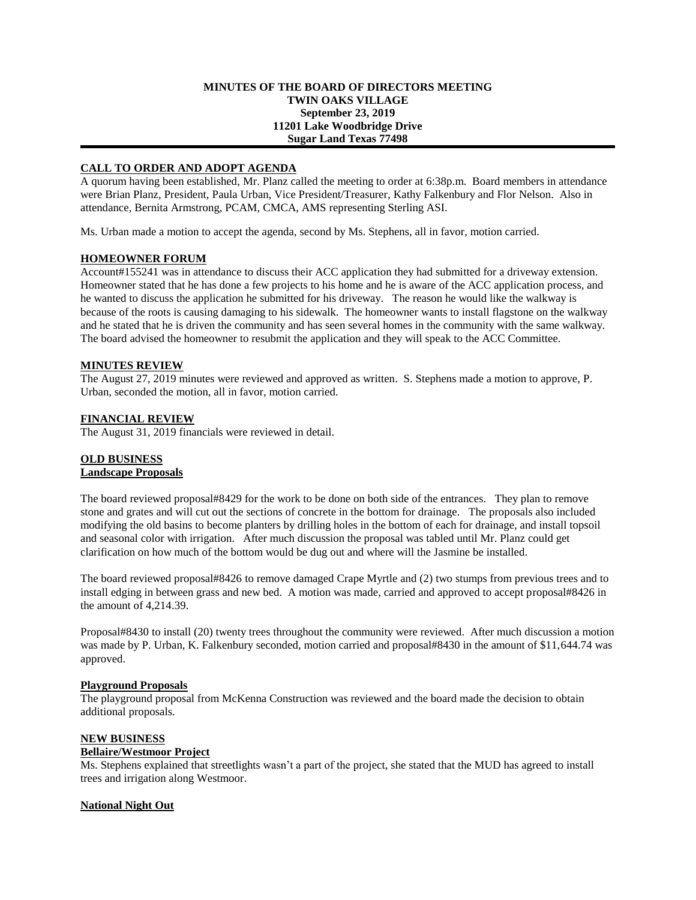**MINUTES OF THE BOARD OF DIRECTORS MEETING**
**TWIN OAKS VILLAGE**
**September 23, 2019**
**11201 Lake Woodbridge Drive**
**Sugar Land Texas 77498**

## CALL TO ORDER AND ADOPT AGENDA

A quorum having been established, Mr. Planz called the meeting to order at 6:38p.m. Board members in attendance were Brian Planz, President, Paula Urban, Vice President/Treasurer, Kathy Falkenbury and Flor Nelson. Also in attendance, Bernita Armstrong, PCAM, CMCA, AMS representing Sterling ASI.

Ms. Urban made a motion to accept the agenda, second by Ms. Stephens, all in favor, motion carried.

## HOMEOWNER FORUM

Account#155241 was in attendance to discuss their ACC application they had submitted for a driveway extension. Homeowner stated that he has done a few projects to his home and he is aware of the ACC application process, and he wanted to discuss the application he submitted for his driveway. The reason he would like the walkway is because of the roots is causing damaging to his sidewalk. The homeowner wants to install flagstone on the walkway and he stated that he is driven the community and has seen several homes in the community with the same walkway. The board advised the homeowner to resubmit the application and they will speak to the ACC Committee.

## MINUTES REVIEW

The August 27, 2019 minutes were reviewed and approved as written. S. Stephens made a motion to approve, P. Urban, seconded the motion, all in favor, motion carried.

## FINANCIAL REVIEW

The August 31, 2019 financials were reviewed in detail.

## OLD BUSINESS

### Landscape Proposals

The board reviewed proposal#8429 for the work to be done on both side of the entrances. They plan to remove stone and grates and will cut out the sections of concrete in the bottom for drainage. The proposals also included modifying the old basins to become planters by drilling holes in the bottom of each for drainage, and install topsoil and seasonal color with irrigation. After much discussion the proposal was tabled until Mr. Planz could get clarification on how much of the bottom would be dug out and where will the Jasmine be installed.

The board reviewed proposal#8426 to remove damaged Crape Myrtle and (2) two stumps from previous trees and to install edging in between grass and new bed. A motion was made, carried and approved to accept proposal#8426 in the amount of 4,214.39.

Proposal#8430 to install (20) twenty trees throughout the community were reviewed. After much discussion a motion was made by P. Urban, K. Falkenbury seconded, motion carried and proposal#8430 in the amount of $11,644.74 was approved.

### Playground Proposals

The playground proposal from McKenna Construction was reviewed and the board made the decision to obtain additional proposals.

## NEW BUSINESS

### Bellaire/Westmoor Project

Ms. Stephens explained that streetlights wasn't a part of the project, she stated that the MUD has agreed to install trees and irrigation along Westmoor.

### National Night Out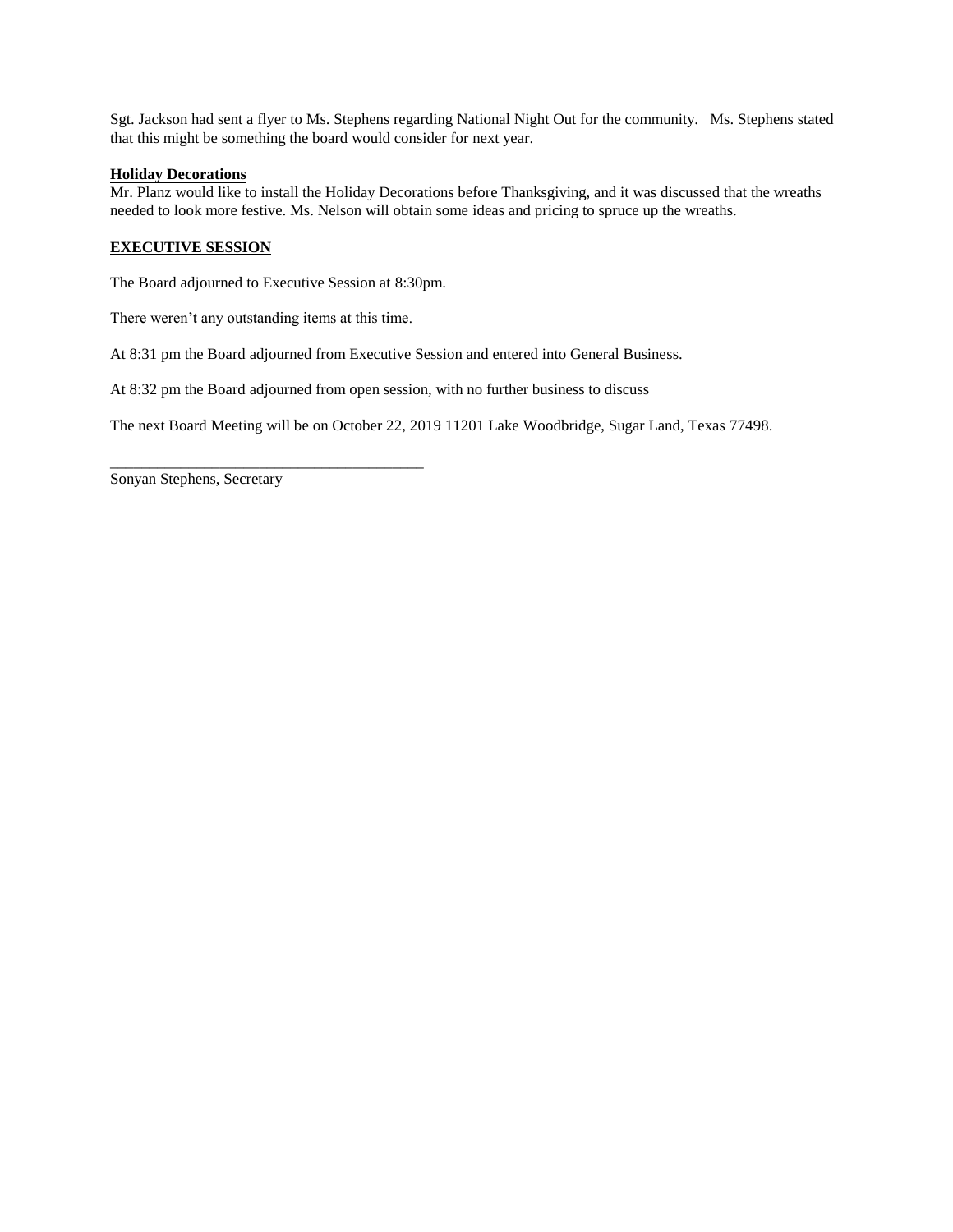Sgt. Jackson had sent a flyer to Ms. Stephens regarding National Night Out for the community. Ms. Stephens stated that this might be something the board would consider for next year.

**Holiday Decorations**

Mr. Planz would like to install the Holiday Decorations before Thanksgiving, and it was discussed that the wreaths needed to look more festive. Ms. Nelson will obtain some ideas and pricing to spruce up the wreaths.

**EXECUTIVE SESSION**

The Board adjourned to Executive Session at 8:30pm.

There weren't any outstanding items at this time.

At 8:31 pm the Board adjourned from Executive Session and entered into General Business.

At 8:32 pm the Board adjourned from open session, with no further business to discuss

The next Board Meeting will be on October 22, 2019 11201 Lake Woodbridge, Sugar Land, Texas 77498.

\_\_\_\_\_\_\_\_\_\_\_\_\_\_\_\_\_\_\_\_\_\_\_\_\_\_\_\_\_\_\_\_\_\_\_\_\_\_\_\_

Sonyan Stephens, Secretary